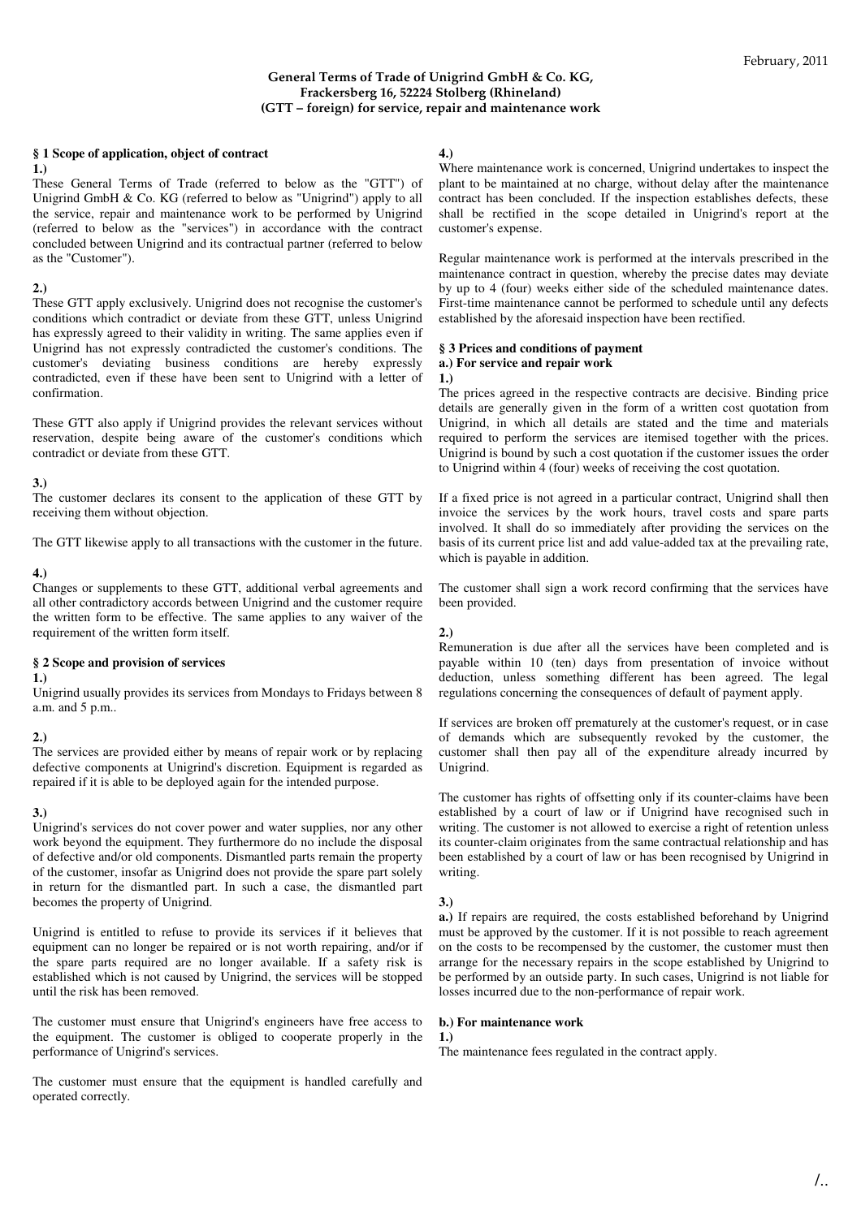February, 2011

**General Terms of Trade of Unigrind GmbH & Co. KG, Frackersberg 16, 52224 Stolberg (Rhineland) (GTT – foreign) for service, repair and maintenance work**

## § 1 Scope of application, object of contract

**1.)**

These General Terms of Trade (referred to below as the "GTT") of Unigrind GmbH & Co. KG (referred to below as "Unigrind") apply to all the service, repair and maintenance work to be performed by Unigrind (referred to below as the "services") in accordance with the contract concluded between Unigrind and its contractual partner (referred to below as the "Customer").

**2.)**

These GTT apply exclusively. Unigrind does not recognise the customer's conditions which contradict or deviate from these GTT, unless Unigrind has expressly agreed to their validity in writing. The same applies even if Unigrind has not expressly contradicted the customer's conditions. The customer's deviating business conditions are hereby expressly contradicted, even if these have been sent to Unigrind with a letter of confirmation.

These GTT also apply if Unigrind provides the relevant services without reservation, despite being aware of the customer's conditions which contradict or deviate from these GTT.

**3.)**

The customer declares its consent to the application of these GTT by receiving them without objection.

The GTT likewise apply to all transactions with the customer in the future.

**4.)**

Changes or supplements to these GTT, additional verbal agreements and all other contradictory accords between Unigrind and the customer require the written form to be effective. The same applies to any waiver of the requirement of the written form itself.

## § 2 Scope and provision of services

**1.)**

Unigrind usually provides its services from Mondays to Fridays between 8 a.m. and 5 p.m..

**2.)**

The services are provided either by means of repair work or by replacing defective components at Unigrind's discretion. Equipment is regarded as repaired if it is able to be deployed again for the intended purpose.

**3.)**

Unigrind's services do not cover power and water supplies, nor any other work beyond the equipment. They furthermore do no include the disposal of defective and/or old components. Dismantled parts remain the property of the customer, insofar as Unigrind does not provide the spare part solely in return for the dismantled part. In such a case, the dismantled part becomes the property of Unigrind.

Unigrind is entitled to refuse to provide its services if it believes that equipment can no longer be repaired or is not worth repairing, and/or if the spare parts required are no longer available. If a safety risk is established which is not caused by Unigrind, the services will be stopped until the risk has been removed.

The customer must ensure that Unigrind's engineers have free access to the equipment. The customer is obliged to cooperate properly in the performance of Unigrind's services.

The customer must ensure that the equipment is handled carefully and operated correctly.

**4.)**

Where maintenance work is concerned, Unigrind undertakes to inspect the plant to be maintained at no charge, without delay after the maintenance contract has been concluded. If the inspection establishes defects, these shall be rectified in the scope detailed in Unigrind's report at the customer's expense.

Regular maintenance work is performed at the intervals prescribed in the maintenance contract in question, whereby the precise dates may deviate by up to 4 (four) weeks either side of the scheduled maintenance dates. First-time maintenance cannot be performed to schedule until any defects established by the aforesaid inspection have been rectified.

## § 3 Prices and conditions of payment

### a.) For service and repair work

**1.)**

The prices agreed in the respective contracts are decisive. Binding price details are generally given in the form of a written cost quotation from Unigrind, in which all details are stated and the time and materials required to perform the services are itemised together with the prices. Unigrind is bound by such a cost quotation if the customer issues the order to Unigrind within 4 (four) weeks of receiving the cost quotation.

If a fixed price is not agreed in a particular contract, Unigrind shall then invoice the services by the work hours, travel costs and spare parts involved. It shall do so immediately after providing the services on the basis of its current price list and add value-added tax at the prevailing rate, which is payable in addition.

The customer shall sign a work record confirming that the services have been provided.

**2.)**

Remuneration is due after all the services have been completed and is payable within 10 (ten) days from presentation of invoice without deduction, unless something different has been agreed. The legal regulations concerning the consequences of default of payment apply.

If services are broken off prematurely at the customer's request, or in case of demands which are subsequently revoked by the customer, the customer shall then pay all of the expenditure already incurred by Unigrind.

The customer has rights of offsetting only if its counter-claims have been established by a court of law or if Unigrind have recognised such in writing. The customer is not allowed to exercise a right of retention unless its counter-claim originates from the same contractual relationship and has been established by a court of law or has been recognised by Unigrind in writing.

**3.)**

**a.)** If repairs are required, the costs established beforehand by Unigrind must be approved by the customer. If it is not possible to reach agreement on the costs to be recompensed by the customer, the customer must then arrange for the necessary repairs in the scope established by Unigrind to be performed by an outside party. In such cases, Unigrind is not liable for losses incurred due to the non-performance of repair work.

### b.) For maintenance work

**1.)**

The maintenance fees regulated in the contract apply.

/..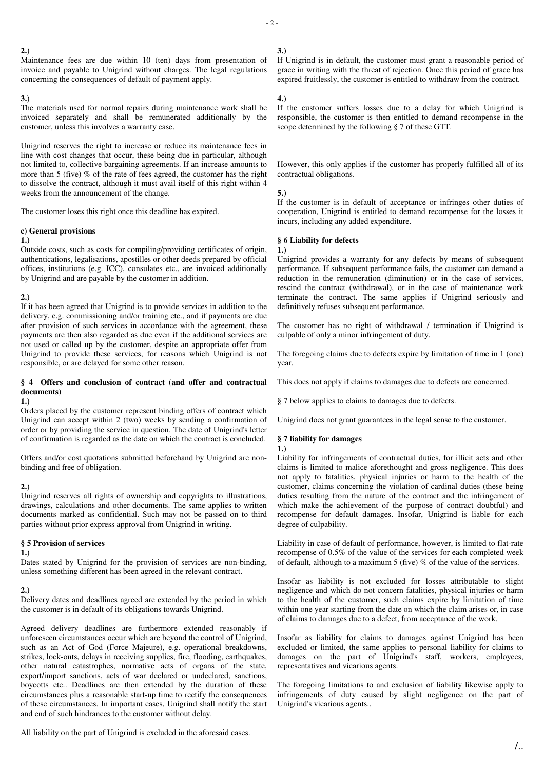**2.)**
Maintenance fees are due within 10 (ten) days from presentation of invoice and payable to Unigrind without charges. The legal regulations concerning the consequences of default of payment apply.

**3.)**
The materials used for normal repairs during maintenance work shall be invoiced separately and shall be remunerated additionally by the customer, unless this involves a warranty case.

Unigrind reserves the right to increase or reduce its maintenance fees in line with cost changes that occur, these being due in particular, although not limited to, collective bargaining agreements. If an increase amounts to more than 5 (five) % of the rate of fees agreed, the customer has the right to dissolve the contract, although it must avail itself of this right within 4 weeks from the announcement of the change.

The customer loses this right once this deadline has expired.

**c) General provisions**

**1.)**
Outside costs, such as costs for compiling/providing certificates of origin, authentications, legalisations, apostilles or other deeds prepared by official offices, institutions (e.g. ICC), consulates etc., are invoiced additionally by Unigrind and are payable by the customer in addition.

**2.)**
If it has been agreed that Unigrind is to provide services in addition to the delivery, e.g. commissioning and/or training etc., and if payments are due after provision of such services in accordance with the agreement, these payments are then also regarded as due even if the additional services are not used or called up by the customer, despite an appropriate offer from Unigrind to provide these services, for reasons which Unigrind is not responsible, or are delayed for some other reason.

## § 4 Offers and conclusion of contract (and offer and contractual documents)

**1.)**
Orders placed by the customer represent binding offers of contract which Unigrind can accept within 2 (two) weeks by sending a confirmation of order or by providing the service in question. The date of Unigrind's letter of confirmation is regarded as the date on which the contract is concluded.

Offers and/or cost quotations submitted beforehand by Unigrind are non-binding and free of obligation.

**2.)**
Unigrind reserves all rights of ownership and copyrights to illustrations, drawings, calculations and other documents. The same applies to written documents marked as confidential. Such may not be passed on to third parties without prior express approval from Unigrind in writing.

## § 5 Provision of services

**1.)**
Dates stated by Unigrind for the provision of services are non-binding, unless something different has been agreed in the relevant contract.

**2.)**
Delivery dates and deadlines agreed are extended by the period in which the customer is in default of its obligations towards Unigrind.

Agreed delivery deadlines are furthermore extended reasonably if unforeseen circumstances occur which are beyond the control of Unigrind, such as an Act of God (Force Majeure), e.g. operational breakdowns, strikes, lock-outs, delays in receiving supplies, fire, flooding, earthquakes, other natural catastrophes, normative acts of organs of the state, export/import sanctions, acts of war declared or undeclared, sanctions, boycotts etc.. Deadlines are then extended by the duration of these circumstances plus a reasonable start-up time to rectify the consequences of these circumstances. In important cases, Unigrind shall notify the start and end of such hindrances to the customer without delay.

All liability on the part of Unigrind is excluded in the aforesaid cases.

**3.)**
If Unigrind is in default, the customer must grant a reasonable period of grace in writing with the threat of rejection. Once this period of grace has expired fruitlessly, the customer is entitled to withdraw from the contract.

**4.)**
If the customer suffers losses due to a delay for which Unigrind is responsible, the customer is then entitled to demand recompense in the scope determined by the following § 7 of these GTT.

However, this only applies if the customer has properly fulfilled all of its contractual obligations.

**5.)**
If the customer is in default of acceptance or infringes other duties of cooperation, Unigrind is entitled to demand recompense for the losses it incurs, including any added expenditure.

## § 6 Liability for defects

**1.)**
Unigrind provides a warranty for any defects by means of subsequent performance. If subsequent performance fails, the customer can demand a reduction in the remuneration (diminution) or in the case of services, rescind the contract (withdrawal), or in the case of maintenance work terminate the contract. The same applies if Unigrind seriously and definitively refuses subsequent performance.

The customer has no right of withdrawal / termination if Unigrind is culpable of only a minor infringement of duty.

The foregoing claims due to defects expire by limitation of time in 1 (one) year.

This does not apply if claims to damages due to defects are concerned.

§ 7 below applies to claims to damages due to defects.

Unigrind does not grant guarantees in the legal sense to the customer.

## § 7 liability for damages

**1.)**
Liability for infringements of contractual duties, for illicit acts and other claims is limited to malice aforethought and gross negligence. This does not apply to fatalities, physical injuries or harm to the health of the customer, claims concerning the violation of cardinal duties (these being duties resulting from the nature of the contract and the infringement of which make the achievement of the purpose of contract doubtful) and recompense for default damages. Insofar, Unigrind is liable for each degree of culpability.

Liability in case of default of performance, however, is limited to flat-rate recompense of 0.5% of the value of the services for each completed week of default, although to a maximum 5 (five) % of the value of the services.

Insofar as liability is not excluded for losses attributable to slight negligence and which do not concern fatalities, physical injuries or harm to the health of the customer, such claims expire by limitation of time within one year starting from the date on which the claim arises or, in case of claims to damages due to a defect, from acceptance of the work.

Insofar as liability for claims to damages against Unigrind has been excluded or limited, the same applies to personal liability for claims to damages on the part of Unigrind's staff, workers, employees, representatives and vicarious agents.

The foregoing limitations to and exclusion of liability likewise apply to infringements of duty caused by slight negligence on the part of Unigrind's vicarious agents..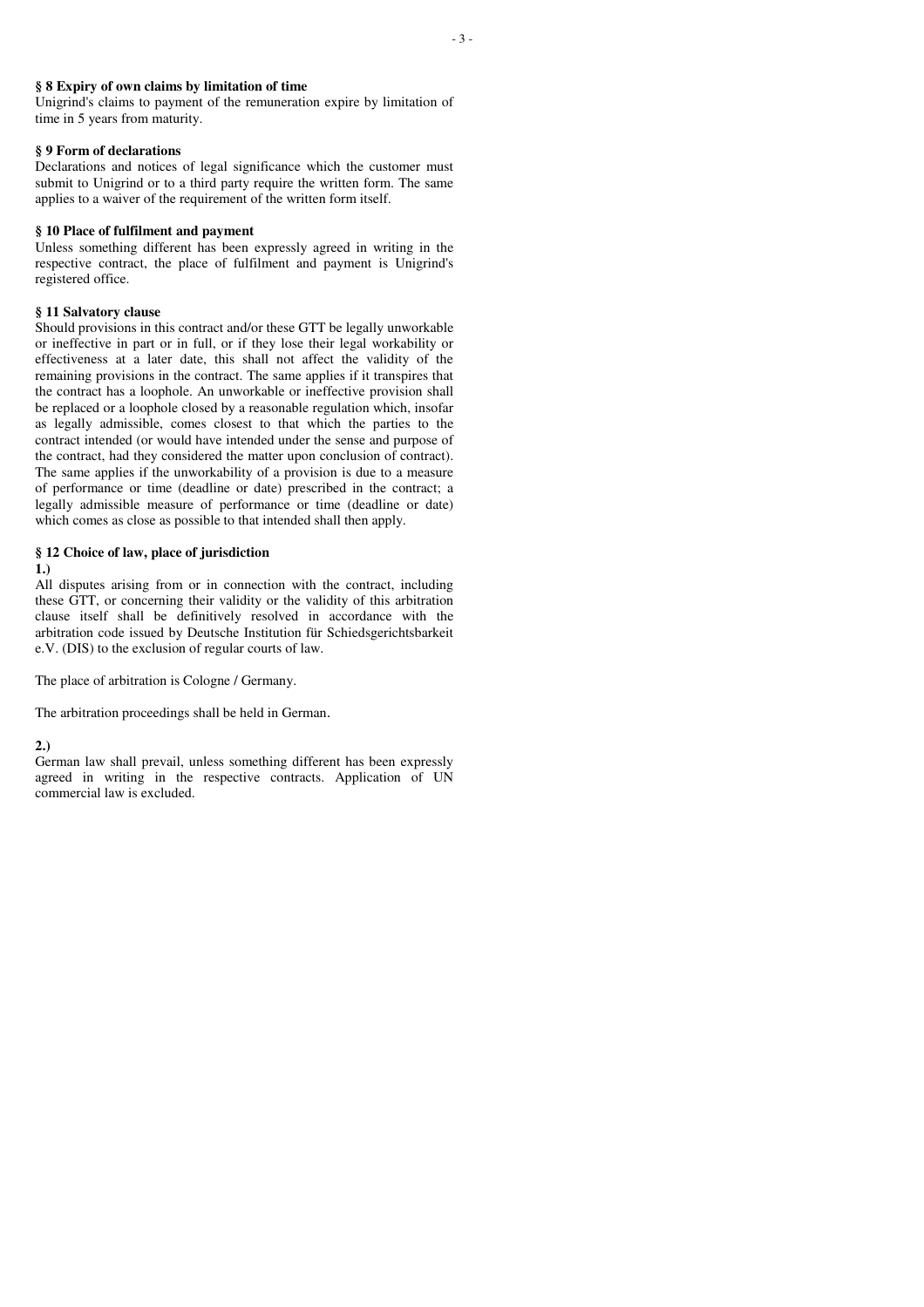**§ 8 Expiry of own claims by limitation of time**

Unigrind's claims to payment of the remuneration expire by limitation of time in 5 years from maturity.

**§ 9 Form of declarations**

Declarations and notices of legal significance which the customer must submit to Unigrind or to a third party require the written form. The same applies to a waiver of the requirement of the written form itself.

**§ 10 Place of fulfilment and payment**

Unless something different has been expressly agreed in writing in the respective contract, the place of fulfilment and payment is Unigrind's registered office.

**§ 11 Salvatory clause**

Should provisions in this contract and/or these GTT be legally unworkable or ineffective in part or in full, or if they lose their legal workability or effectiveness at a later date, this shall not affect the validity of the remaining provisions in the contract. The same applies if it transpires that the contract has a loophole. An unworkable or ineffective provision shall be replaced or a loophole closed by a reasonable regulation which, insofar as legally admissible, comes closest to that which the parties to the contract intended (or would have intended under the sense and purpose of the contract, had they considered the matter upon conclusion of contract). The same applies if the unworkability of a provision is due to a measure of performance or time (deadline or date) prescribed in the contract; a legally admissible measure of performance or time (deadline or date) which comes as close as possible to that intended shall then apply.

**§ 12 Choice of law, place of jurisdiction**

**1.)**

All disputes arising from or in connection with the contract, including these GTT, or concerning their validity or the validity of this arbitration clause itself shall be definitively resolved in accordance with the arbitration code issued by Deutsche Institution für Schiedsgerichtsbarkeit e.V. (DIS) to the exclusion of regular courts of law.

The place of arbitration is Cologne / Germany.

The arbitration proceedings shall be held in German.

**2.)**

German law shall prevail, unless something different has been expressly agreed in writing in the respective contracts. Application of UN commercial law is excluded.